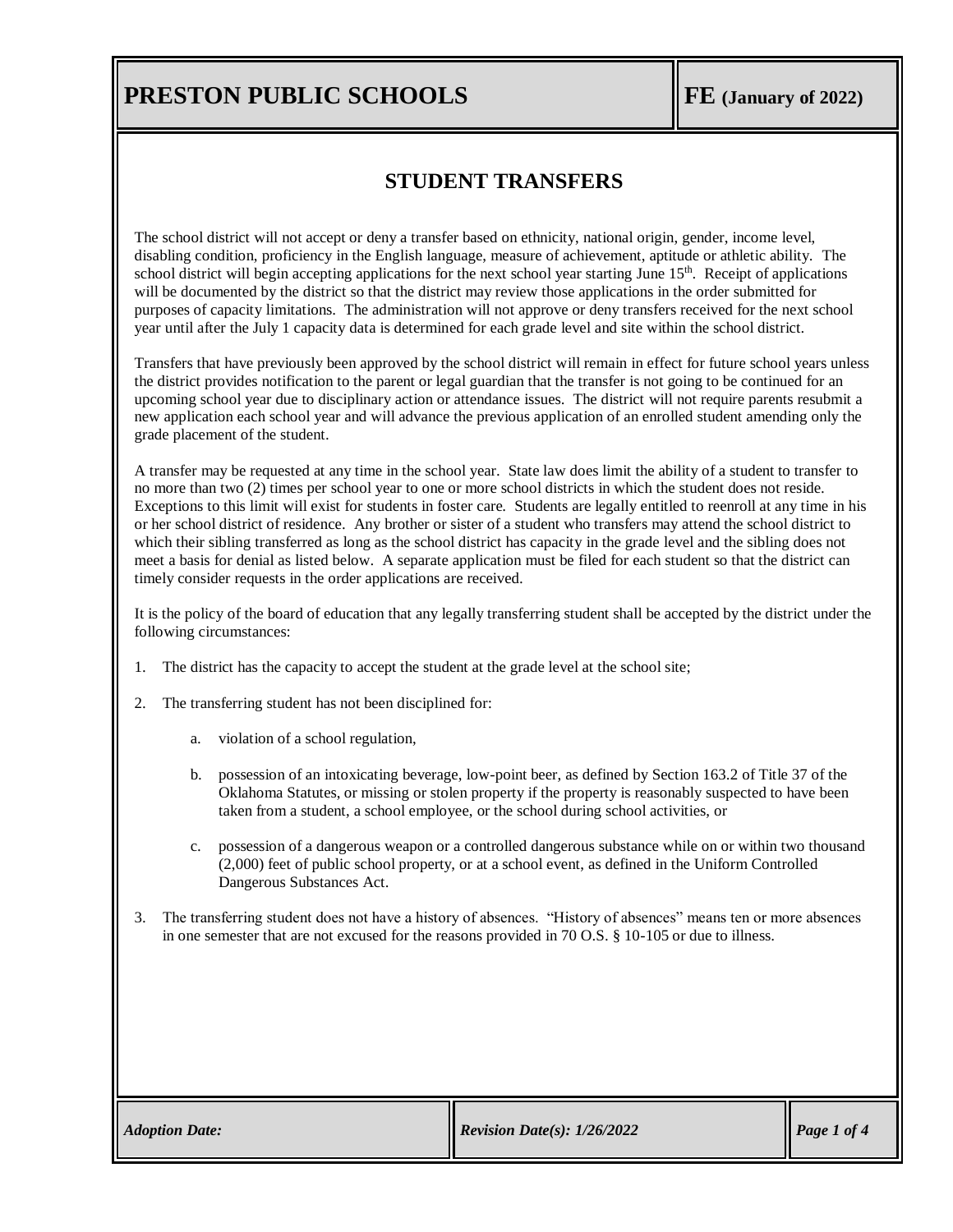# PRESTON PUBLIC SCHOOLS

**FE (January of 2022)**

## STUDENT TRANSFERS

The school district will not accept or deny a transfer based on ethnicity, national origin, gender, income level, disabling condition, proficiency in the English language, measure of achievement, aptitude or athletic ability. The school district will begin accepting applications for the next school year starting June 15th. Receipt of applications will be documented by the district so that the district may review those applications in the order submitted for purposes of capacity limitations. The administration will not approve or deny transfers received for the next school year until after the July 1 capacity data is determined for each grade level and site within the school district.

Transfers that have previously been approved by the school district will remain in effect for future school years unless the district provides notification to the parent or legal guardian that the transfer is not going to be continued for an upcoming school year due to disciplinary action or attendance issues. The district will not require parents resubmit a new application each school year and will advance the previous application of an enrolled student amending only the grade placement of the student.

A transfer may be requested at any time in the school year. State law does limit the ability of a student to transfer to no more than two (2) times per school year to one or more school districts in which the student does not reside. Exceptions to this limit will exist for students in foster care. Students are legally entitled to reenroll at any time in his or her school district of residence. Any brother or sister of a student who transfers may attend the school district to which their sibling transferred as long as the school district has capacity in the grade level and the sibling does not meet a basis for denial as listed below. A separate application must be filed for each student so that the district can timely consider requests in the order applications are received.

It is the policy of the board of education that any legally transferring student shall be accepted by the district under the following circumstances:

1. The district has the capacity to accept the student at the grade level at the school site;

2. The transferring student has not been disciplined for:

   a. violation of a school regulation,

   b. possession of an intoxicating beverage, low-point beer, as defined by Section 163.2 of Title 37 of the Oklahoma Statutes, or missing or stolen property if the property is reasonably suspected to have been taken from a student, a school employee, or the school during school activities, or

   c. possession of a dangerous weapon or a controlled dangerous substance while on or within two thousand (2,000) feet of public school property, or at a school event, as defined in the Uniform Controlled Dangerous Substances Act.

3. The transferring student does not have a history of absences. "History of absences" means ten or more absences in one semester that are not excused for the reasons provided in 70 O.S. § 10-105 or due to illness.

*Adoption Date:* | *Revision Date(s): 1/26/2022*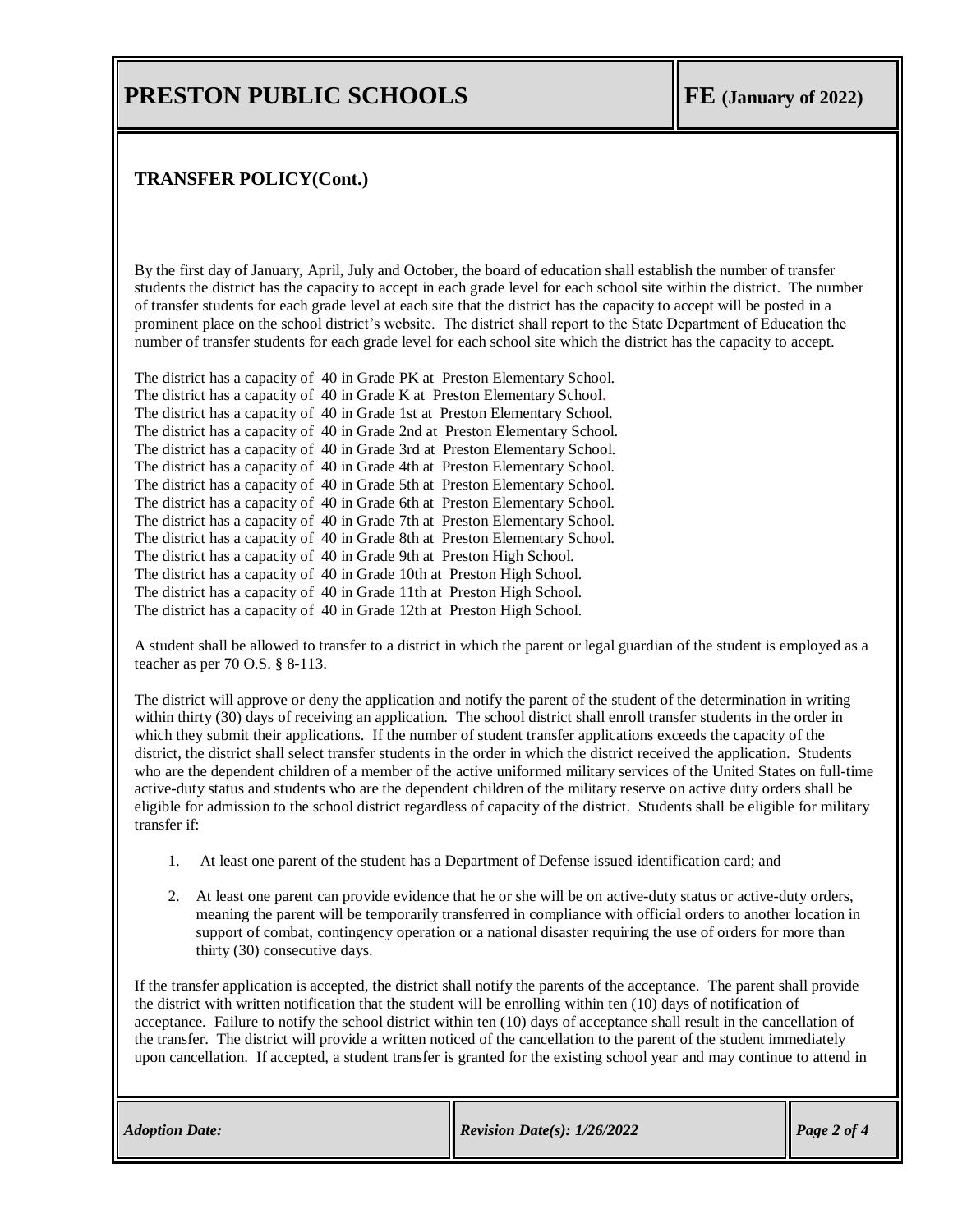## TRANSFER POLICY(Cont.)

By the first day of January, April, July and October, the board of education shall establish the number of transfer students the district has the capacity to accept in each grade level for each school site within the district. The number of transfer students for each grade level at each site that the district has the capacity to accept will be posted in a prominent place on the school district's website. The district shall report to the State Department of Education the number of transfer students for each grade level for each school site which the district has the capacity to accept.

The district has a capacity of 40 in Grade PK at Preston Elementary School.
The district has a capacity of 40 in Grade K at Preston Elementary School.
The district has a capacity of 40 in Grade 1st at Preston Elementary School.
The district has a capacity of 40 in Grade 2nd at Preston Elementary School.
The district has a capacity of 40 in Grade 3rd at Preston Elementary School.
The district has a capacity of 40 in Grade 4th at Preston Elementary School.
The district has a capacity of 40 in Grade 5th at Preston Elementary School.
The district has a capacity of 40 in Grade 6th at Preston Elementary School.
The district has a capacity of 40 in Grade 7th at Preston Elementary School.
The district has a capacity of 40 in Grade 8th at Preston Elementary School.
The district has a capacity of 40 in Grade 9th at Preston High School.
The district has a capacity of 40 in Grade 10th at Preston High School.
The district has a capacity of 40 in Grade 11th at Preston High School.
The district has a capacity of 40 in Grade 12th at Preston High School.

A student shall be allowed to transfer to a district in which the parent or legal guardian of the student is employed as a teacher as per 70 O.S. § 8-113.

The district will approve or deny the application and notify the parent of the student of the determination in writing within thirty (30) days of receiving an application. The school district shall enroll transfer students in the order in which they submit their applications. If the number of student transfer applications exceeds the capacity of the district, the district shall select transfer students in the order in which the district received the application. Students who are the dependent children of a member of the active uniformed military services of the United States on full-time active-duty status and students who are the dependent children of the military reserve on active duty orders shall be eligible for admission to the school district regardless of capacity of the district. Students shall be eligible for military transfer if:

1. At least one parent of the student has a Department of Defense issued identification card; and

2. At least one parent can provide evidence that he or she will be on active-duty status or active-duty orders, meaning the parent will be temporarily transferred in compliance with official orders to another location in support of combat, contingency operation or a national disaster requiring the use of orders for more than thirty (30) consecutive days.

If the transfer application is accepted, the district shall notify the parents of the acceptance. The parent shall provide the district with written notification that the student will be enrolling within ten (10) days of notification of acceptance. Failure to notify the school district within ten (10) days of acceptance shall result in the cancellation of the transfer. The district will provide a written noticed of the cancellation to the parent of the student immediately upon cancellation. If accepted, a student transfer is granted for the existing school year and may continue to attend in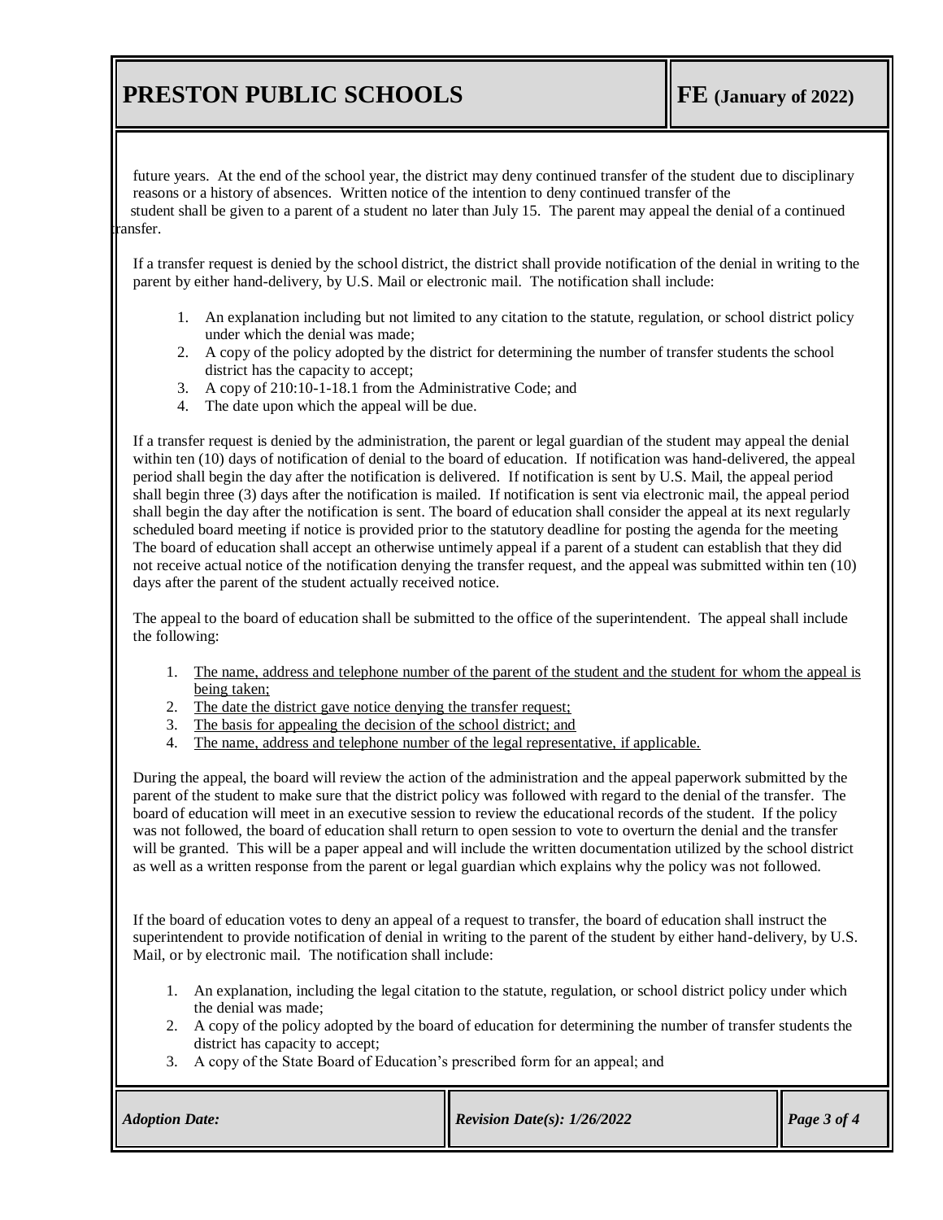future years. At the end of the school year, the district may deny continued transfer of the student due to disciplinary reasons or a history of absences. Written notice of the intention to deny continued transfer of the student shall be given to a parent of a student no later than July 15. The parent may appeal the denial of a continued transfer.

If a transfer request is denied by the school district, the district shall provide notification of the denial in writing to the parent by either hand-delivery, by U.S. Mail or electronic mail. The notification shall include:

1. An explanation including but not limited to any citation to the statute, regulation, or school district policy under which the denial was made;
2. A copy of the policy adopted by the district for determining the number of transfer students the school district has the capacity to accept;
3. A copy of 210:10-1-18.1 from the Administrative Code; and
4. The date upon which the appeal will be due.

If a transfer request is denied by the administration, the parent or legal guardian of the student may appeal the denial within ten (10) days of notification of denial to the board of education. If notification was hand-delivered, the appeal period shall begin the day after the notification is delivered. If notification is sent by U.S. Mail, the appeal period shall begin three (3) days after the notification is mailed. If notification is sent via electronic mail, the appeal period shall begin the day after the notification is sent. The board of education shall consider the appeal at its next regularly scheduled board meeting if notice is provided prior to the statutory deadline for posting the agenda for the meeting The board of education shall accept an otherwise untimely appeal if a parent of a student can establish that they did not receive actual notice of the notification denying the transfer request, and the appeal was submitted within ten (10) days after the parent of the student actually received notice.

The appeal to the board of education shall be submitted to the office of the superintendent. The appeal shall include the following:

1. The name, address and telephone number of the parent of the student and the student for whom the appeal is being taken;
2. The date the district gave notice denying the transfer request;
3. The basis for appealing the decision of the school district; and
4. The name, address and telephone number of the legal representative, if applicable.

During the appeal, the board will review the action of the administration and the appeal paperwork submitted by the parent of the student to make sure that the district policy was followed with regard to the denial of the transfer. The board of education will meet in an executive session to review the educational records of the student. If the policy was not followed, the board of education shall return to open session to vote to overturn the denial and the transfer will be granted. This will be a paper appeal and will include the written documentation utilized by the school district as well as a written response from the parent or legal guardian which explains why the policy was not followed.

If the board of education votes to deny an appeal of a request to transfer, the board of education shall instruct the superintendent to provide notification of denial in writing to the parent of the student by either hand-delivery, by U.S. Mail, or by electronic mail. The notification shall include:

1. An explanation, including the legal citation to the statute, regulation, or school district policy under which the denial was made;
2. A copy of the policy adopted by the board of education for determining the number of transfer students the district has capacity to accept;
3. A copy of the State Board of Education's prescribed form for an appeal; and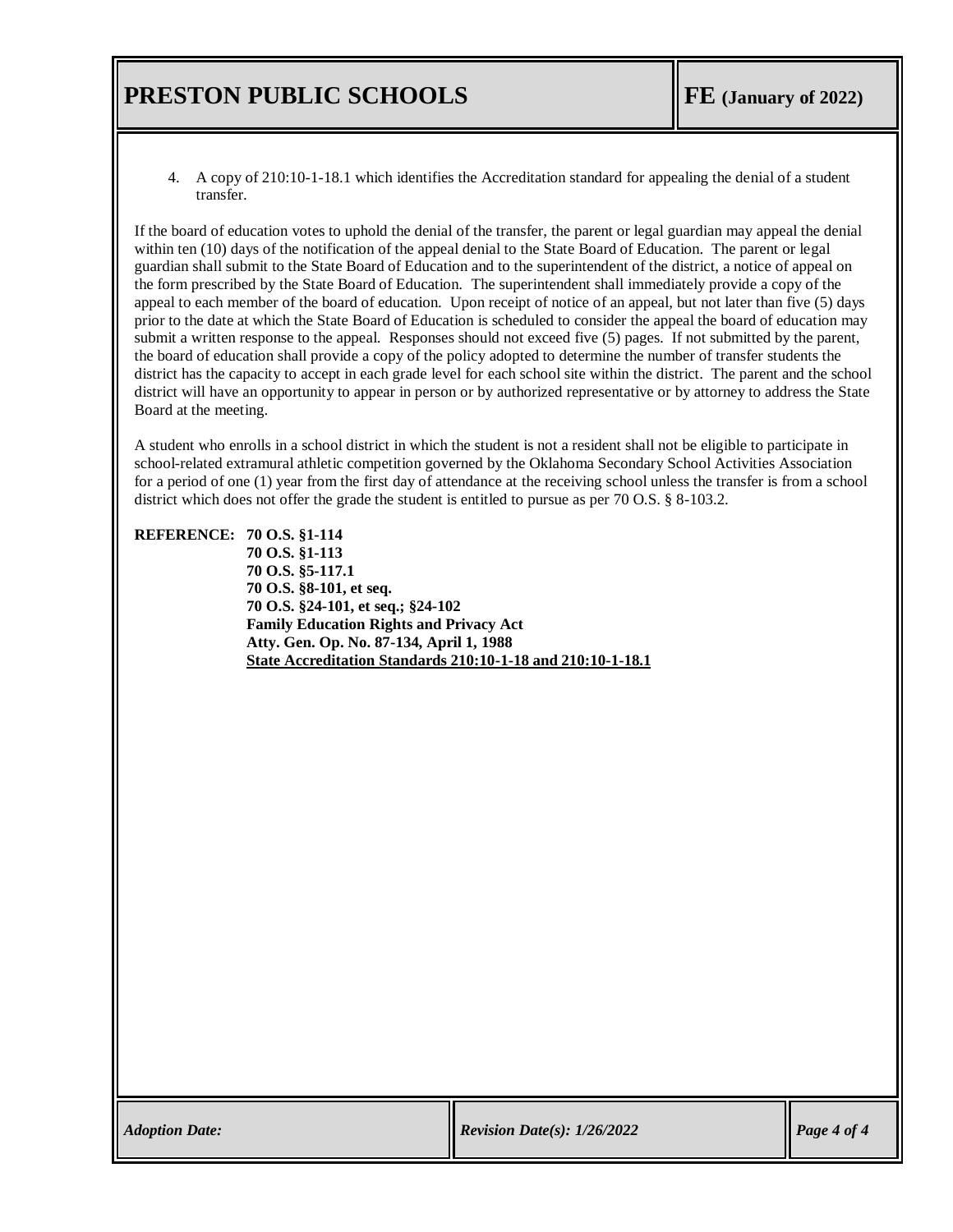4. A copy of 210:10-1-18.1 which identifies the Accreditation standard for appealing the denial of a student transfer.

If the board of education votes to uphold the denial of the transfer, the parent or legal guardian may appeal the denial within ten (10) days of the notification of the appeal denial to the State Board of Education. The parent or legal guardian shall submit to the State Board of Education and to the superintendent of the district, a notice of appeal on the form prescribed by the State Board of Education. The superintendent shall immediately provide a copy of the appeal to each member of the board of education. Upon receipt of notice of an appeal, but not later than five (5) days prior to the date at which the State Board of Education is scheduled to consider the appeal the board of education may submit a written response to the appeal. Responses should not exceed five (5) pages. If not submitted by the parent, the board of education shall provide a copy of the policy adopted to determine the number of transfer students the district has the capacity to accept in each grade level for each school site within the district. The parent and the school district will have an opportunity to appear in person or by authorized representative or by attorney to address the State Board at the meeting.

A student who enrolls in a school district in which the student is not a resident shall not be eligible to participate in school-related extramural athletic competition governed by the Oklahoma Secondary School Activities Association for a period of one (1) year from the first day of attendance at the receiving school unless the transfer is from a school district which does not offer the grade the student is entitled to pursue as per 70 O.S. § 8-103.2.

**REFERENCE:**
**70 O.S. §1-114**
**70 O.S. §1-113**
**70 O.S. §5-117.1**
**70 O.S. §8-101, et seq.**
**70 O.S. §24-101, et seq.; §24-102**
**Family Education Rights and Privacy Act**
**Atty. Gen. Op. No. 87-134, April 1, 1988**
**State Accreditation Standards 210:10-1-18 and 210:10-1-18.1**

*Adoption Date:*

*Revision Date(s): 1/26/2022*